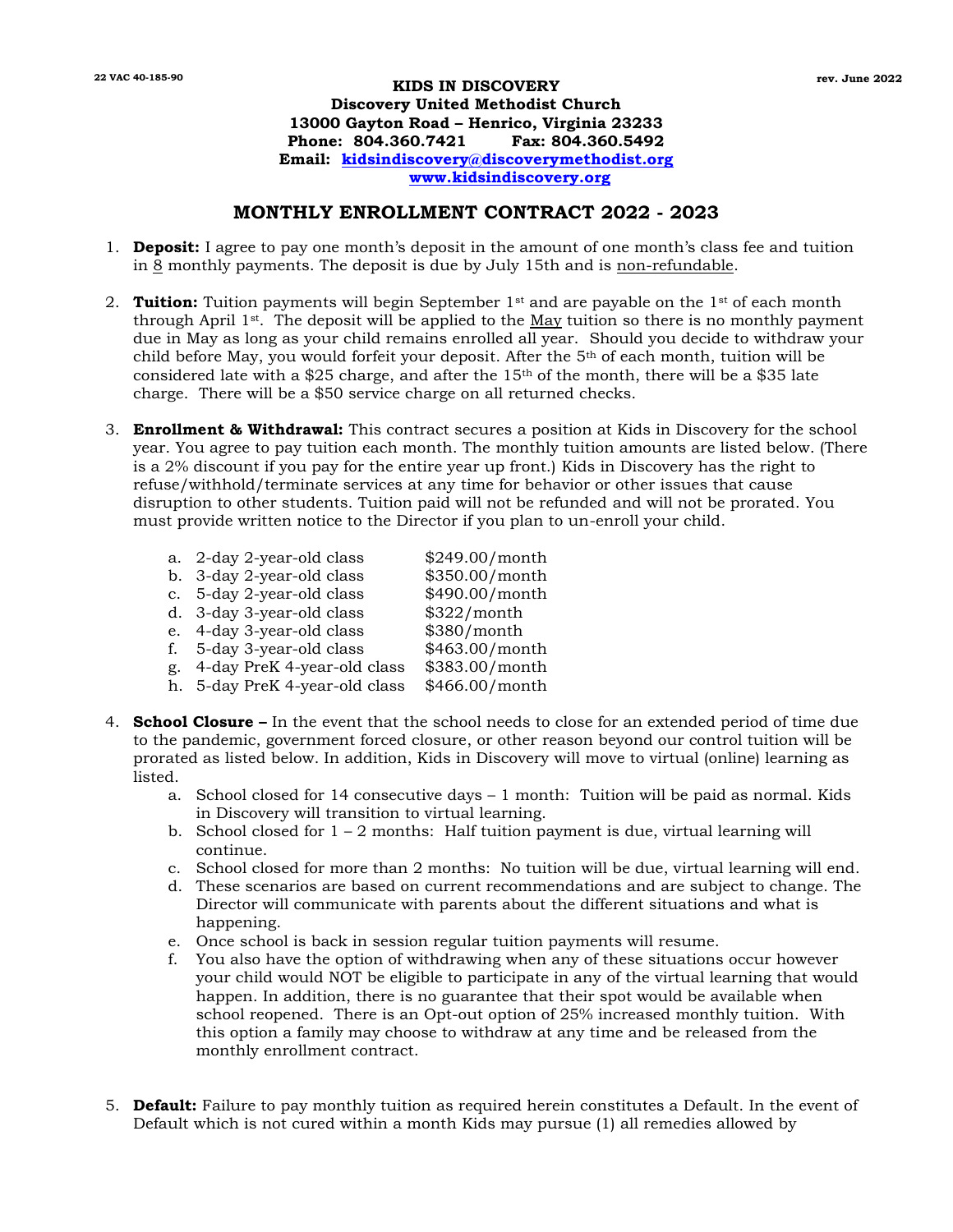22 VAC 40-185-90 rev. June 2022

**KIDS IN DISCOVERY**
**Discovery United Methodist Church**
**13000 Gayton Road – Henrico, Virginia 23233**
**Phone: 804.360.7421 Fax: 804.360.5492**
**Email: kidsindiscovery@discoverymethodist.org**
**www.kidsindiscovery.org**

## MONTHLY ENROLLMENT CONTRACT 2022 - 2023

1. **Deposit:** I agree to pay one month's deposit in the amount of one month's class fee and tuition in 8 monthly payments. The deposit is due by July 15th and is non-refundable.

2. **Tuition:** Tuition payments will begin September 1st and are payable on the 1st of each month through April 1st. The deposit will be applied to the May tuition so there is no monthly payment due in May as long as your child remains enrolled all year. Should you decide to withdraw your child before May, you would forfeit your deposit. After the 5th of each month, tuition will be considered late with a $25 charge, and after the 15th of the month, there will be a $35 late charge. There will be a $50 service charge on all returned checks.

3. **Enrollment & Withdrawal:** This contract secures a position at Kids in Discovery for the school year. You agree to pay tuition each month. The monthly tuition amounts are listed below. (There is a 2% discount if you pay for the entire year up front.) Kids in Discovery has the right to refuse/withhold/terminate services at any time for behavior or other issues that cause disruption to other students. Tuition paid will not be refunded and will not be prorated. You must provide written notice to the Director if you plan to un-enroll your child.

   a. 2-day 2-year-old class $249.00/month
   b. 3-day 2-year-old class $350.00/month
   c. 5-day 2-year-old class $490.00/month
   d. 3-day 3-year-old class $322/month
   e. 4-day 3-year-old class $380/month
   f. 5-day 3-year-old class $463.00/month
   g. 4-day PreK 4-year-old class $383.00/month
   h. 5-day PreK 4-year-old class $466.00/month

4. **School Closure –** In the event that the school needs to close for an extended period of time due to the pandemic, government forced closure, or other reason beyond our control tuition will be prorated as listed below. In addition, Kids in Discovery will move to virtual (online) learning as listed.
   a. School closed for 14 consecutive days – 1 month: Tuition will be paid as normal. Kids in Discovery will transition to virtual learning.
   b. School closed for 1 – 2 months: Half tuition payment is due, virtual learning will continue.
   c. School closed for more than 2 months: No tuition will be due, virtual learning will end.
   d. These scenarios are based on current recommendations and are subject to change. The Director will communicate with parents about the different situations and what is happening.
   e. Once school is back in session regular tuition payments will resume.
   f. You also have the option of withdrawing when any of these situations occur however your child would NOT be eligible to participate in any of the virtual learning that would happen. In addition, there is no guarantee that their spot would be available when school reopened. There is an Opt-out option of 25% increased monthly tuition. With this option a family may choose to withdraw at any time and be released from the monthly enrollment contract.

5. **Default:** Failure to pay monthly tuition as required herein constitutes a Default. In the event of Default which is not cured within a month Kids may pursue (1) all remedies allowed by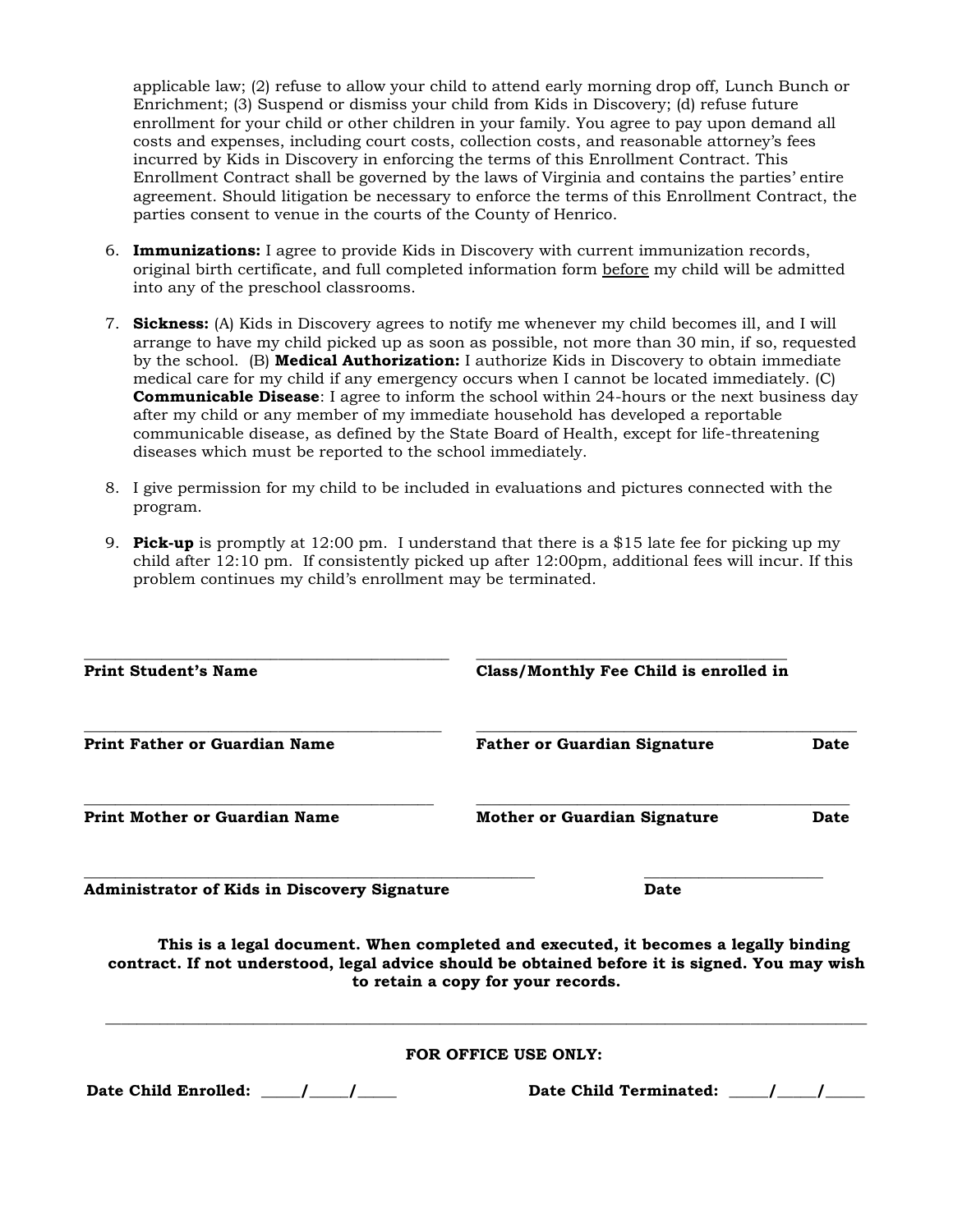applicable law; (2) refuse to allow your child to attend early morning drop off, Lunch Bunch or Enrichment; (3) Suspend or dismiss your child from Kids in Discovery; (d) refuse future enrollment for your child or other children in your family. You agree to pay upon demand all costs and expenses, including court costs, collection costs, and reasonable attorney's fees incurred by Kids in Discovery in enforcing the terms of this Enrollment Contract. This Enrollment Contract shall be governed by the laws of Virginia and contains the parties' entire agreement. Should litigation be necessary to enforce the terms of this Enrollment Contract, the parties consent to venue in the courts of the County of Henrico.

6. **Immunizations:** I agree to provide Kids in Discovery with current immunization records, original birth certificate, and full completed information form before my child will be admitted into any of the preschool classrooms.

7. **Sickness:** (A) Kids in Discovery agrees to notify me whenever my child becomes ill, and I will arrange to have my child picked up as soon as possible, not more than 30 min, if so, requested by the school. (B) **Medical Authorization:** I authorize Kids in Discovery to obtain immediate medical care for my child if any emergency occurs when I cannot be located immediately. (C) **Communicable Disease**: I agree to inform the school within 24-hours or the next business day after my child or any member of my immediate household has developed a reportable communicable disease, as defined by the State Board of Health, except for life-threatening diseases which must be reported to the school immediately.

8. I give permission for my child to be included in evaluations and pictures connected with the program.

9. **Pick-up** is promptly at 12:00 pm. I understand that there is a $15 late fee for picking up my child after 12:10 pm. If consistently picked up after 12:00pm, additional fees will incur. If this problem continues my child's enrollment may be terminated.

_______________________________ _______________________________

**Print Student's Name** **Class/Monthly Fee Child is enrolled in**

_______________________________ _______________________________

**Print Father or Guardian Name** **Father or Guardian Signature** **Date**

_______________________________ _______________________________

**Print Mother or Guardian Name** **Mother or Guardian Signature** **Date**

_______________________________ _______________

**Administrator of Kids in Discovery Signature** **Date**

**This is a legal document. When completed and executed, it becomes a legally binding contract. If not understood, legal advice should be obtained before it is signed. You may wish to retain a copy for your records.**

---

**FOR OFFICE USE ONLY:**

**Date Child Enrolled:** _____/_____/_____ **Date Child Terminated:** _____/_____/_____